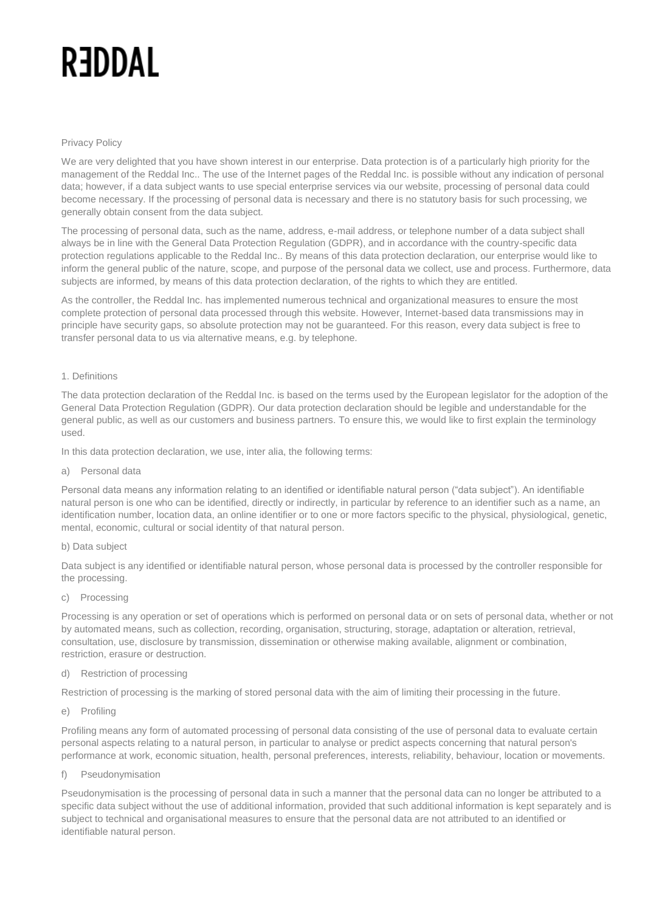# RƎDDAL

Privacy Policy

We are very delighted that you have shown interest in our enterprise. Data protection is of a particularly high priority for the management of the Reddal Inc.. The use of the Internet pages of the Reddal Inc. is possible without any indication of personal data; however, if a data subject wants to use special enterprise services via our website, processing of personal data could become necessary. If the processing of personal data is necessary and there is no statutory basis for such processing, we generally obtain consent from the data subject.

The processing of personal data, such as the name, address, e-mail address, or telephone number of a data subject shall always be in line with the General Data Protection Regulation (GDPR), and in accordance with the country-specific data protection regulations applicable to the Reddal Inc.. By means of this data protection declaration, our enterprise would like to inform the general public of the nature, scope, and purpose of the personal data we collect, use and process. Furthermore, data subjects are informed, by means of this data protection declaration, of the rights to which they are entitled.

As the controller, the Reddal Inc. has implemented numerous technical and organizational measures to ensure the most complete protection of personal data processed through this website. However, Internet-based data transmissions may in principle have security gaps, so absolute protection may not be guaranteed. For this reason, every data subject is free to transfer personal data to us via alternative means, e.g. by telephone.

## 1. Definitions

The data protection declaration of the Reddal Inc. is based on the terms used by the European legislator for the adoption of the General Data Protection Regulation (GDPR). Our data protection declaration should be legible and understandable for the general public, as well as our customers and business partners. To ensure this, we would like to first explain the terminology used.

In this data protection declaration, we use, inter alia, the following terms:

### a) Personal data

Personal data means any information relating to an identified or identifiable natural person ("data subject"). An identifiable natural person is one who can be identified, directly or indirectly, in particular by reference to an identifier such as a name, an identification number, location data, an online identifier or to one or more factors specific to the physical, physiological, genetic, mental, economic, cultural or social identity of that natural person.

### b) Data subject

Data subject is any identified or identifiable natural person, whose personal data is processed by the controller responsible for the processing.

### c) Processing

Processing is any operation or set of operations which is performed on personal data or on sets of personal data, whether or not by automated means, such as collection, recording, organisation, structuring, storage, adaptation or alteration, retrieval, consultation, use, disclosure by transmission, dissemination or otherwise making available, alignment or combination, restriction, erasure or destruction.

### d) Restriction of processing

Restriction of processing is the marking of stored personal data with the aim of limiting their processing in the future.

### e) Profiling

Profiling means any form of automated processing of personal data consisting of the use of personal data to evaluate certain personal aspects relating to a natural person, in particular to analyse or predict aspects concerning that natural person's performance at work, economic situation, health, personal preferences, interests, reliability, behaviour, location or movements.

### f) Pseudonymisation

Pseudonymisation is the processing of personal data in such a manner that the personal data can no longer be attributed to a specific data subject without the use of additional information, provided that such additional information is kept separately and is subject to technical and organisational measures to ensure that the personal data are not attributed to an identified or identifiable natural person.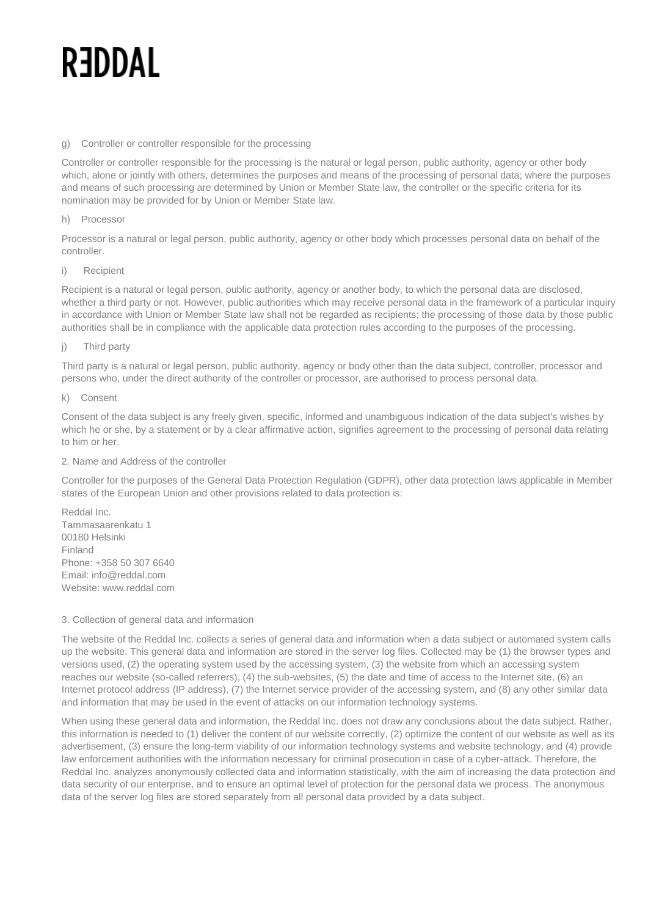g) Controller or controller responsible for the processing

Controller or controller responsible for the processing is the natural or legal person, public authority, agency or other body which, alone or jointly with others, determines the purposes and means of the processing of personal data; where the purposes and means of such processing are determined by Union or Member State law, the controller or the specific criteria for its nomination may be provided for by Union or Member State law.

h) Processor

Processor is a natural or legal person, public authority, agency or other body which processes personal data on behalf of the controller.

i) Recipient

Recipient is a natural or legal person, public authority, agency or another body, to which the personal data are disclosed, whether a third party or not. However, public authorities which may receive personal data in the framework of a particular inquiry in accordance with Union or Member State law shall not be regarded as recipients; the processing of those data by those public authorities shall be in compliance with the applicable data protection rules according to the purposes of the processing.

j) Third party

Third party is a natural or legal person, public authority, agency or body other than the data subject, controller, processor and persons who, under the direct authority of the controller or processor, are authorised to process personal data.

k) Consent

Consent of the data subject is any freely given, specific, informed and unambiguous indication of the data subject's wishes by which he or she, by a statement or by a clear affirmative action, signifies agreement to the processing of personal data relating to him or her.

## 2. Name and Address of the controller

Controller for the purposes of the General Data Protection Regulation (GDPR), other data protection laws applicable in Member states of the European Union and other provisions related to data protection is:

Reddal Inc.
Tammasaarenkatu 1
00180 Helsinki
Finland
Phone: +358 50 307 6640
Email: info@reddal.com
Website: www.reddal.com

## 3. Collection of general data and information

The website of the Reddal Inc. collects a series of general data and information when a data subject or automated system calls up the website. This general data and information are stored in the server log files. Collected may be (1) the browser types and versions used, (2) the operating system used by the accessing system, (3) the website from which an accessing system reaches our website (so-called referrers), (4) the sub-websites, (5) the date and time of access to the Internet site, (6) an Internet protocol address (IP address), (7) the Internet service provider of the accessing system, and (8) any other similar data and information that may be used in the event of attacks on our information technology systems.

When using these general data and information, the Reddal Inc. does not draw any conclusions about the data subject. Rather, this information is needed to (1) deliver the content of our website correctly, (2) optimize the content of our website as well as its advertisement, (3) ensure the long-term viability of our information technology systems and website technology, and (4) provide law enforcement authorities with the information necessary for criminal prosecution in case of a cyber-attack. Therefore, the Reddal Inc. analyzes anonymously collected data and information statistically, with the aim of increasing the data protection and data security of our enterprise, and to ensure an optimal level of protection for the personal data we process. The anonymous data of the server log files are stored separately from all personal data provided by a data subject.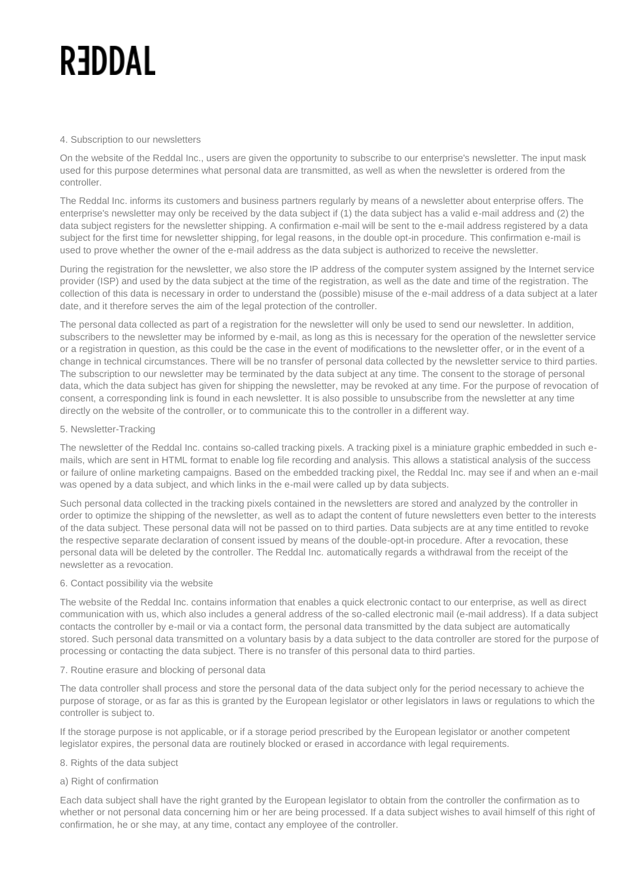RƎDDAL

## 4. Subscription to our newsletters

On the website of the Reddal Inc., users are given the opportunity to subscribe to our enterprise's newsletter. The input mask used for this purpose determines what personal data are transmitted, as well as when the newsletter is ordered from the controller.

The Reddal Inc. informs its customers and business partners regularly by means of a newsletter about enterprise offers. The enterprise's newsletter may only be received by the data subject if (1) the data subject has a valid e-mail address and (2) the data subject registers for the newsletter shipping. A confirmation e-mail will be sent to the e-mail address registered by a data subject for the first time for newsletter shipping, for legal reasons, in the double opt-in procedure. This confirmation e-mail is used to prove whether the owner of the e-mail address as the data subject is authorized to receive the newsletter.

During the registration for the newsletter, we also store the IP address of the computer system assigned by the Internet service provider (ISP) and used by the data subject at the time of the registration, as well as the date and time of the registration. The collection of this data is necessary in order to understand the (possible) misuse of the e-mail address of a data subject at a later date, and it therefore serves the aim of the legal protection of the controller.

The personal data collected as part of a registration for the newsletter will only be used to send our newsletter. In addition, subscribers to the newsletter may be informed by e-mail, as long as this is necessary for the operation of the newsletter service or a registration in question, as this could be the case in the event of modifications to the newsletter offer, or in the event of a change in technical circumstances. There will be no transfer of personal data collected by the newsletter service to third parties. The subscription to our newsletter may be terminated by the data subject at any time. The consent to the storage of personal data, which the data subject has given for shipping the newsletter, may be revoked at any time. For the purpose of revocation of consent, a corresponding link is found in each newsletter. It is also possible to unsubscribe from the newsletter at any time directly on the website of the controller, or to communicate this to the controller in a different way.

## 5. Newsletter-Tracking

The newsletter of the Reddal Inc. contains so-called tracking pixels. A tracking pixel is a miniature graphic embedded in such e-mails, which are sent in HTML format to enable log file recording and analysis. This allows a statistical analysis of the success or failure of online marketing campaigns. Based on the embedded tracking pixel, the Reddal Inc. may see if and when an e-mail was opened by a data subject, and which links in the e-mail were called up by data subjects.

Such personal data collected in the tracking pixels contained in the newsletters are stored and analyzed by the controller in order to optimize the shipping of the newsletter, as well as to adapt the content of future newsletters even better to the interests of the data subject. These personal data will not be passed on to third parties. Data subjects are at any time entitled to revoke the respective separate declaration of consent issued by means of the double-opt-in procedure. After a revocation, these personal data will be deleted by the controller. The Reddal Inc. automatically regards a withdrawal from the receipt of the newsletter as a revocation.

## 6. Contact possibility via the website

The website of the Reddal Inc. contains information that enables a quick electronic contact to our enterprise, as well as direct communication with us, which also includes a general address of the so-called electronic mail (e-mail address). If a data subject contacts the controller by e-mail or via a contact form, the personal data transmitted by the data subject are automatically stored. Such personal data transmitted on a voluntary basis by a data subject to the data controller are stored for the purpose of processing or contacting the data subject. There is no transfer of this personal data to third parties.

## 7. Routine erasure and blocking of personal data

The data controller shall process and store the personal data of the data subject only for the period necessary to achieve the purpose of storage, or as far as this is granted by the European legislator or other legislators in laws or regulations to which the controller is subject to.

If the storage purpose is not applicable, or if a storage period prescribed by the European legislator or another competent legislator expires, the personal data are routinely blocked or erased in accordance with legal requirements.

## 8. Rights of the data subject

### a) Right of confirmation

Each data subject shall have the right granted by the European legislator to obtain from the controller the confirmation as to whether or not personal data concerning him or her are being processed. If a data subject wishes to avail himself of this right of confirmation, he or she may, at any time, contact any employee of the controller.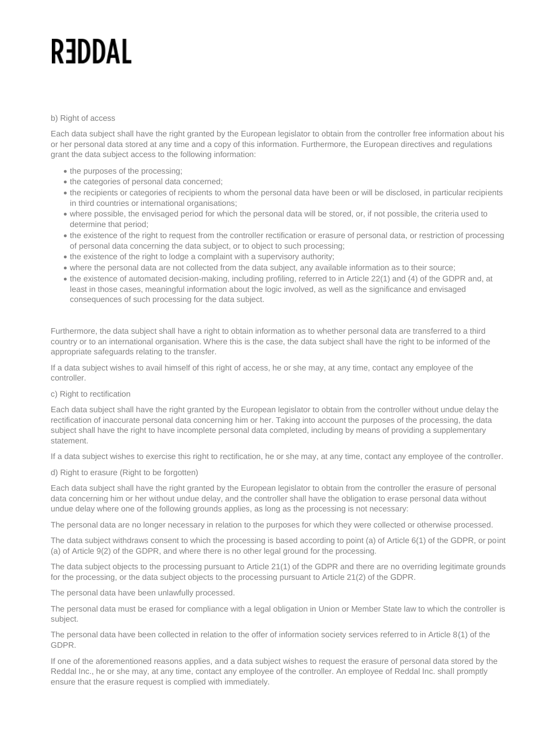b) Right of access

Each data subject shall have the right granted by the European legislator to obtain from the controller free information about his or her personal data stored at any time and a copy of this information. Furthermore, the European directives and regulations grant the data subject access to the following information:

- the purposes of the processing;
- the categories of personal data concerned;
- the recipients or categories of recipients to whom the personal data have been or will be disclosed, in particular recipients in third countries or international organisations;
- where possible, the envisaged period for which the personal data will be stored, or, if not possible, the criteria used to determine that period;
- the existence of the right to request from the controller rectification or erasure of personal data, or restriction of processing of personal data concerning the data subject, or to object to such processing;
- the existence of the right to lodge a complaint with a supervisory authority;
- where the personal data are not collected from the data subject, any available information as to their source;
- the existence of automated decision-making, including profiling, referred to in Article 22(1) and (4) of the GDPR and, at least in those cases, meaningful information about the logic involved, as well as the significance and envisaged consequences of such processing for the data subject.

Furthermore, the data subject shall have a right to obtain information as to whether personal data are transferred to a third country or to an international organisation. Where this is the case, the data subject shall have the right to be informed of the appropriate safeguards relating to the transfer.

If a data subject wishes to avail himself of this right of access, he or she may, at any time, contact any employee of the controller.

c) Right to rectification

Each data subject shall have the right granted by the European legislator to obtain from the controller without undue delay the rectification of inaccurate personal data concerning him or her. Taking into account the purposes of the processing, the data subject shall have the right to have incomplete personal data completed, including by means of providing a supplementary statement.

If a data subject wishes to exercise this right to rectification, he or she may, at any time, contact any employee of the controller.

d) Right to erasure (Right to be forgotten)

Each data subject shall have the right granted by the European legislator to obtain from the controller the erasure of personal data concerning him or her without undue delay, and the controller shall have the obligation to erase personal data without undue delay where one of the following grounds applies, as long as the processing is not necessary:

The personal data are no longer necessary in relation to the purposes for which they were collected or otherwise processed.

The data subject withdraws consent to which the processing is based according to point (a) of Article 6(1) of the GDPR, or point (a) of Article 9(2) of the GDPR, and where there is no other legal ground for the processing.

The data subject objects to the processing pursuant to Article 21(1) of the GDPR and there are no overriding legitimate grounds for the processing, or the data subject objects to the processing pursuant to Article 21(2) of the GDPR.

The personal data have been unlawfully processed.

The personal data must be erased for compliance with a legal obligation in Union or Member State law to which the controller is subject.

The personal data have been collected in relation to the offer of information society services referred to in Article 8(1) of the GDPR.

If one of the aforementioned reasons applies, and a data subject wishes to request the erasure of personal data stored by the Reddal Inc., he or she may, at any time, contact any employee of the controller. An employee of Reddal Inc. shall promptly ensure that the erasure request is complied with immediately.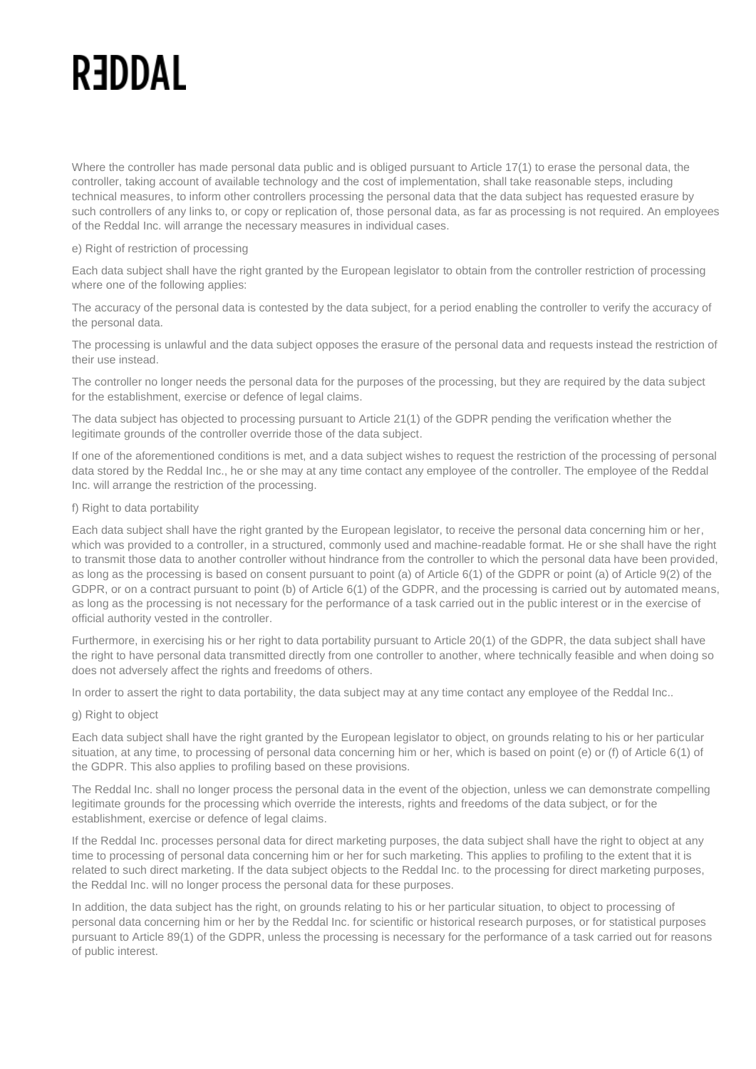Where the controller has made personal data public and is obliged pursuant to Article 17(1) to erase the personal data, the controller, taking account of available technology and the cost of implementation, shall take reasonable steps, including technical measures, to inform other controllers processing the personal data that the data subject has requested erasure by such controllers of any links to, or copy or replication of, those personal data, as far as processing is not required. An employees of the Reddal Inc. will arrange the necessary measures in individual cases.

e) Right of restriction of processing

Each data subject shall have the right granted by the European legislator to obtain from the controller restriction of processing where one of the following applies:

The accuracy of the personal data is contested by the data subject, for a period enabling the controller to verify the accuracy of the personal data.

The processing is unlawful and the data subject opposes the erasure of the personal data and requests instead the restriction of their use instead.

The controller no longer needs the personal data for the purposes of the processing, but they are required by the data subject for the establishment, exercise or defence of legal claims.

The data subject has objected to processing pursuant to Article 21(1) of the GDPR pending the verification whether the legitimate grounds of the controller override those of the data subject.

If one of the aforementioned conditions is met, and a data subject wishes to request the restriction of the processing of personal data stored by the Reddal Inc., he or she may at any time contact any employee of the controller. The employee of the Reddal Inc. will arrange the restriction of the processing.

f) Right to data portability

Each data subject shall have the right granted by the European legislator, to receive the personal data concerning him or her, which was provided to a controller, in a structured, commonly used and machine-readable format. He or she shall have the right to transmit those data to another controller without hindrance from the controller to which the personal data have been provided, as long as the processing is based on consent pursuant to point (a) of Article 6(1) of the GDPR or point (a) of Article 9(2) of the GDPR, or on a contract pursuant to point (b) of Article 6(1) of the GDPR, and the processing is carried out by automated means, as long as the processing is not necessary for the performance of a task carried out in the public interest or in the exercise of official authority vested in the controller.

Furthermore, in exercising his or her right to data portability pursuant to Article 20(1) of the GDPR, the data subject shall have the right to have personal data transmitted directly from one controller to another, where technically feasible and when doing so does not adversely affect the rights and freedoms of others.

In order to assert the right to data portability, the data subject may at any time contact any employee of the Reddal Inc..

g) Right to object

Each data subject shall have the right granted by the European legislator to object, on grounds relating to his or her particular situation, at any time, to processing of personal data concerning him or her, which is based on point (e) or (f) of Article 6(1) of the GDPR. This also applies to profiling based on these provisions.

The Reddal Inc. shall no longer process the personal data in the event of the objection, unless we can demonstrate compelling legitimate grounds for the processing which override the interests, rights and freedoms of the data subject, or for the establishment, exercise or defence of legal claims.

If the Reddal Inc. processes personal data for direct marketing purposes, the data subject shall have the right to object at any time to processing of personal data concerning him or her for such marketing. This applies to profiling to the extent that it is related to such direct marketing. If the data subject objects to the Reddal Inc. to the processing for direct marketing purposes, the Reddal Inc. will no longer process the personal data for these purposes.

In addition, the data subject has the right, on grounds relating to his or her particular situation, to object to processing of personal data concerning him or her by the Reddal Inc. for scientific or historical research purposes, or for statistical purposes pursuant to Article 89(1) of the GDPR, unless the processing is necessary for the performance of a task carried out for reasons of public interest.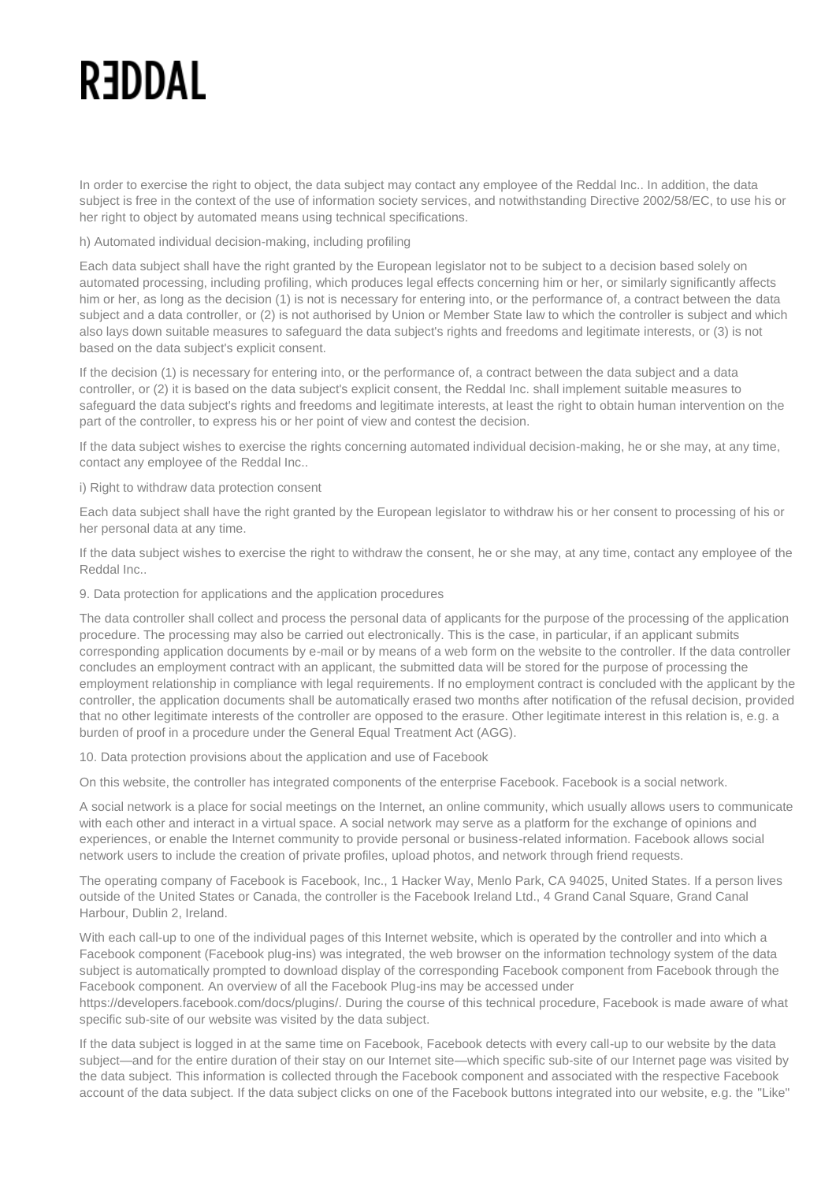In order to exercise the right to object, the data subject may contact any employee of the Reddal Inc.. In addition, the data subject is free in the context of the use of information society services, and notwithstanding Directive 2002/58/EC, to use his or her right to object by automated means using technical specifications.

h) Automated individual decision-making, including profiling

Each data subject shall have the right granted by the European legislator not to be subject to a decision based solely on automated processing, including profiling, which produces legal effects concerning him or her, or similarly significantly affects him or her, as long as the decision (1) is not is necessary for entering into, or the performance of, a contract between the data subject and a data controller, or (2) is not authorised by Union or Member State law to which the controller is subject and which also lays down suitable measures to safeguard the data subject's rights and freedoms and legitimate interests, or (3) is not based on the data subject's explicit consent.

If the decision (1) is necessary for entering into, or the performance of, a contract between the data subject and a data controller, or (2) it is based on the data subject's explicit consent, the Reddal Inc. shall implement suitable measures to safeguard the data subject's rights and freedoms and legitimate interests, at least the right to obtain human intervention on the part of the controller, to express his or her point of view and contest the decision.

If the data subject wishes to exercise the rights concerning automated individual decision-making, he or she may, at any time, contact any employee of the Reddal Inc..

i) Right to withdraw data protection consent

Each data subject shall have the right granted by the European legislator to withdraw his or her consent to processing of his or her personal data at any time.

If the data subject wishes to exercise the right to withdraw the consent, he or she may, at any time, contact any employee of the Reddal Inc..

9. Data protection for applications and the application procedures

The data controller shall collect and process the personal data of applicants for the purpose of the processing of the application procedure. The processing may also be carried out electronically. This is the case, in particular, if an applicant submits corresponding application documents by e-mail or by means of a web form on the website to the controller. If the data controller concludes an employment contract with an applicant, the submitted data will be stored for the purpose of processing the employment relationship in compliance with legal requirements. If no employment contract is concluded with the applicant by the controller, the application documents shall be automatically erased two months after notification of the refusal decision, provided that no other legitimate interests of the controller are opposed to the erasure. Other legitimate interest in this relation is, e.g. a burden of proof in a procedure under the General Equal Treatment Act (AGG).

10. Data protection provisions about the application and use of Facebook

On this website, the controller has integrated components of the enterprise Facebook. Facebook is a social network.

A social network is a place for social meetings on the Internet, an online community, which usually allows users to communicate with each other and interact in a virtual space. A social network may serve as a platform for the exchange of opinions and experiences, or enable the Internet community to provide personal or business-related information. Facebook allows social network users to include the creation of private profiles, upload photos, and network through friend requests.

The operating company of Facebook is Facebook, Inc., 1 Hacker Way, Menlo Park, CA 94025, United States. If a person lives outside of the United States or Canada, the controller is the Facebook Ireland Ltd., 4 Grand Canal Square, Grand Canal Harbour, Dublin 2, Ireland.

With each call-up to one of the individual pages of this Internet website, which is operated by the controller and into which a Facebook component (Facebook plug-ins) was integrated, the web browser on the information technology system of the data subject is automatically prompted to download display of the corresponding Facebook component from Facebook through the Facebook component. An overview of all the Facebook Plug-ins may be accessed under https://developers.facebook.com/docs/plugins/. During the course of this technical procedure, Facebook is made aware of what specific sub-site of our website was visited by the data subject.

If the data subject is logged in at the same time on Facebook, Facebook detects with every call-up to our website by the data subject—and for the entire duration of their stay on our Internet site—which specific sub-site of our Internet page was visited by the data subject. This information is collected through the Facebook component and associated with the respective Facebook account of the data subject. If the data subject clicks on one of the Facebook buttons integrated into our website, e.g. the "Like"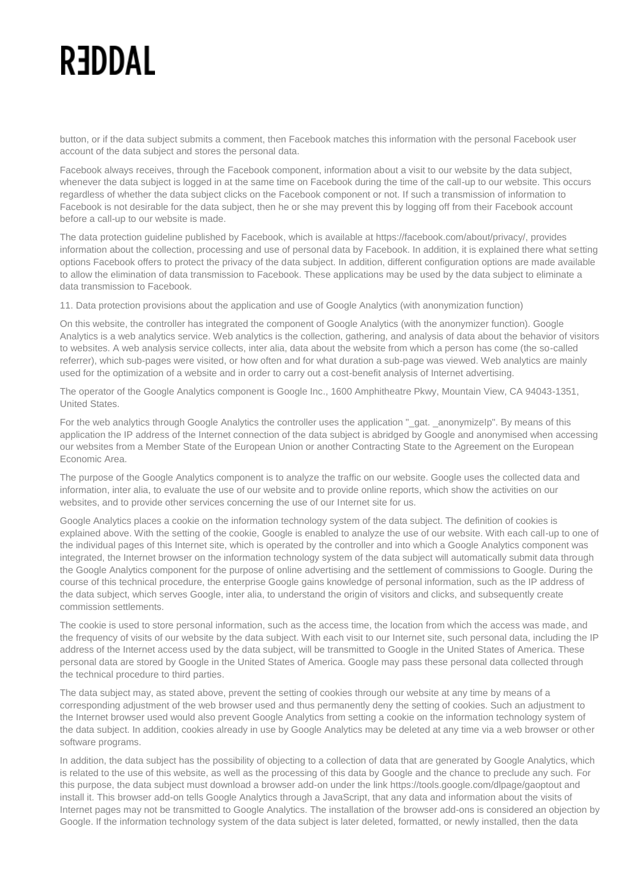button, or if the data subject submits a comment, then Facebook matches this information with the personal Facebook user account of the data subject and stores the personal data.

Facebook always receives, through the Facebook component, information about a visit to our website by the data subject, whenever the data subject is logged in at the same time on Facebook during the time of the call-up to our website. This occurs regardless of whether the data subject clicks on the Facebook component or not. If such a transmission of information to Facebook is not desirable for the data subject, then he or she may prevent this by logging off from their Facebook account before a call-up to our website is made.

The data protection guideline published by Facebook, which is available at https://facebook.com/about/privacy/, provides information about the collection, processing and use of personal data by Facebook. In addition, it is explained there what setting options Facebook offers to protect the privacy of the data subject. In addition, different configuration options are made available to allow the elimination of data transmission to Facebook. These applications may be used by the data subject to eliminate a data transmission to Facebook.

11. Data protection provisions about the application and use of Google Analytics (with anonymization function)

On this website, the controller has integrated the component of Google Analytics (with the anonymizer function). Google Analytics is a web analytics service. Web analytics is the collection, gathering, and analysis of data about the behavior of visitors to websites. A web analysis service collects, inter alia, data about the website from which a person has come (the so-called referrer), which sub-pages were visited, or how often and for what duration a sub-page was viewed. Web analytics are mainly used for the optimization of a website and in order to carry out a cost-benefit analysis of Internet advertising.

The operator of the Google Analytics component is Google Inc., 1600 Amphitheatre Pkwy, Mountain View, CA 94043-1351, United States.

For the web analytics through Google Analytics the controller uses the application "_gat. _anonymizeIp". By means of this application the IP address of the Internet connection of the data subject is abridged by Google and anonymised when accessing our websites from a Member State of the European Union or another Contracting State to the Agreement on the European Economic Area.

The purpose of the Google Analytics component is to analyze the traffic on our website. Google uses the collected data and information, inter alia, to evaluate the use of our website and to provide online reports, which show the activities on our websites, and to provide other services concerning the use of our Internet site for us.

Google Analytics places a cookie on the information technology system of the data subject. The definition of cookies is explained above. With the setting of the cookie, Google is enabled to analyze the use of our website. With each call-up to one of the individual pages of this Internet site, which is operated by the controller and into which a Google Analytics component was integrated, the Internet browser on the information technology system of the data subject will automatically submit data through the Google Analytics component for the purpose of online advertising and the settlement of commissions to Google. During the course of this technical procedure, the enterprise Google gains knowledge of personal information, such as the IP address of the data subject, which serves Google, inter alia, to understand the origin of visitors and clicks, and subsequently create commission settlements.

The cookie is used to store personal information, such as the access time, the location from which the access was made, and the frequency of visits of our website by the data subject. With each visit to our Internet site, such personal data, including the IP address of the Internet access used by the data subject, will be transmitted to Google in the United States of America. These personal data are stored by Google in the United States of America. Google may pass these personal data collected through the technical procedure to third parties.

The data subject may, as stated above, prevent the setting of cookies through our website at any time by means of a corresponding adjustment of the web browser used and thus permanently deny the setting of cookies. Such an adjustment to the Internet browser used would also prevent Google Analytics from setting a cookie on the information technology system of the data subject. In addition, cookies already in use by Google Analytics may be deleted at any time via a web browser or other software programs.

In addition, the data subject has the possibility of objecting to a collection of data that are generated by Google Analytics, which is related to the use of this website, as well as the processing of this data by Google and the chance to preclude any such. For this purpose, the data subject must download a browser add-on under the link https://tools.google.com/dlpage/gaoptout and install it. This browser add-on tells Google Analytics through a JavaScript, that any data and information about the visits of Internet pages may not be transmitted to Google Analytics. The installation of the browser add-ons is considered an objection by Google. If the information technology system of the data subject is later deleted, formatted, or newly installed, then the data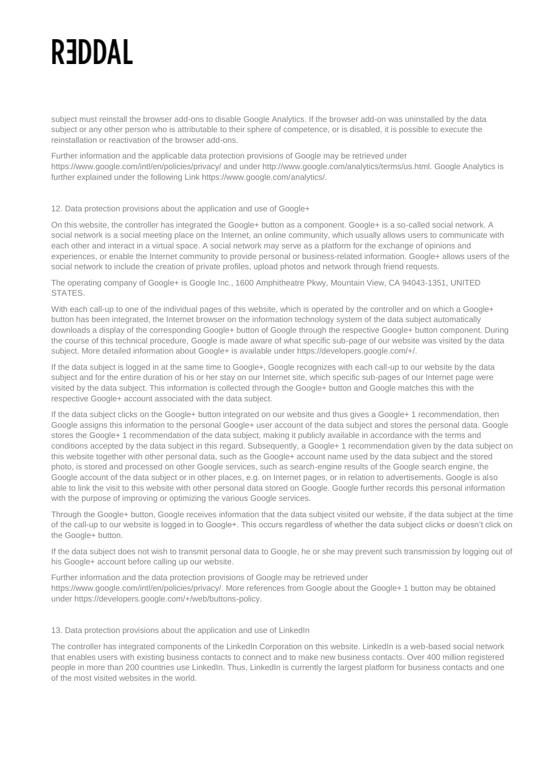subject must reinstall the browser add-ons to disable Google Analytics. If the browser add-on was uninstalled by the data subject or any other person who is attributable to their sphere of competence, or is disabled, it is possible to execute the reinstallation or reactivation of the browser add-ons.

Further information and the applicable data protection provisions of Google may be retrieved under https://www.google.com/intl/en/policies/privacy/ and under http://www.google.com/analytics/terms/us.html. Google Analytics is further explained under the following Link https://www.google.com/analytics/.

## 12. Data protection provisions about the application and use of Google+

On this website, the controller has integrated the Google+ button as a component. Google+ is a so-called social network. A social network is a social meeting place on the Internet, an online community, which usually allows users to communicate with each other and interact in a virtual space. A social network may serve as a platform for the exchange of opinions and experiences, or enable the Internet community to provide personal or business-related information. Google+ allows users of the social network to include the creation of private profiles, upload photos and network through friend requests.

The operating company of Google+ is Google Inc., 1600 Amphitheatre Pkwy, Mountain View, CA 94043-1351, UNITED STATES.

With each call-up to one of the individual pages of this website, which is operated by the controller and on which a Google+ button has been integrated, the Internet browser on the information technology system of the data subject automatically downloads a display of the corresponding Google+ button of Google through the respective Google+ button component. During the course of this technical procedure, Google is made aware of what specific sub-page of our website was visited by the data subject. More detailed information about Google+ is available under https://developers.google.com/+/.

If the data subject is logged in at the same time to Google+, Google recognizes with each call-up to our website by the data subject and for the entire duration of his or her stay on our Internet site, which specific sub-pages of our Internet page were visited by the data subject. This information is collected through the Google+ button and Google matches this with the respective Google+ account associated with the data subject.

If the data subject clicks on the Google+ button integrated on our website and thus gives a Google+ 1 recommendation, then Google assigns this information to the personal Google+ user account of the data subject and stores the personal data. Google stores the Google+ 1 recommendation of the data subject, making it publicly available in accordance with the terms and conditions accepted by the data subject in this regard. Subsequently, a Google+ 1 recommendation given by the data subject on this website together with other personal data, such as the Google+ account name used by the data subject and the stored photo, is stored and processed on other Google services, such as search-engine results of the Google search engine, the Google account of the data subject or in other places, e.g. on Internet pages, or in relation to advertisements. Google is also able to link the visit to this website with other personal data stored on Google. Google further records this personal information with the purpose of improving or optimizing the various Google services.

Through the Google+ button, Google receives information that the data subject visited our website, if the data subject at the time of the call-up to our website is logged in to Google+. This occurs regardless of whether the data subject clicks or doesn't click on the Google+ button.

If the data subject does not wish to transmit personal data to Google, he or she may prevent such transmission by logging out of his Google+ account before calling up our website.

Further information and the data protection provisions of Google may be retrieved under https://www.google.com/intl/en/policies/privacy/. More references from Google about the Google+ 1 button may be obtained under https://developers.google.com/+/web/buttons-policy.

## 13. Data protection provisions about the application and use of LinkedIn

The controller has integrated components of the LinkedIn Corporation on this website. LinkedIn is a web-based social network that enables users with existing business contacts to connect and to make new business contacts. Over 400 million registered people in more than 200 countries use LinkedIn. Thus, LinkedIn is currently the largest platform for business contacts and one of the most visited websites in the world.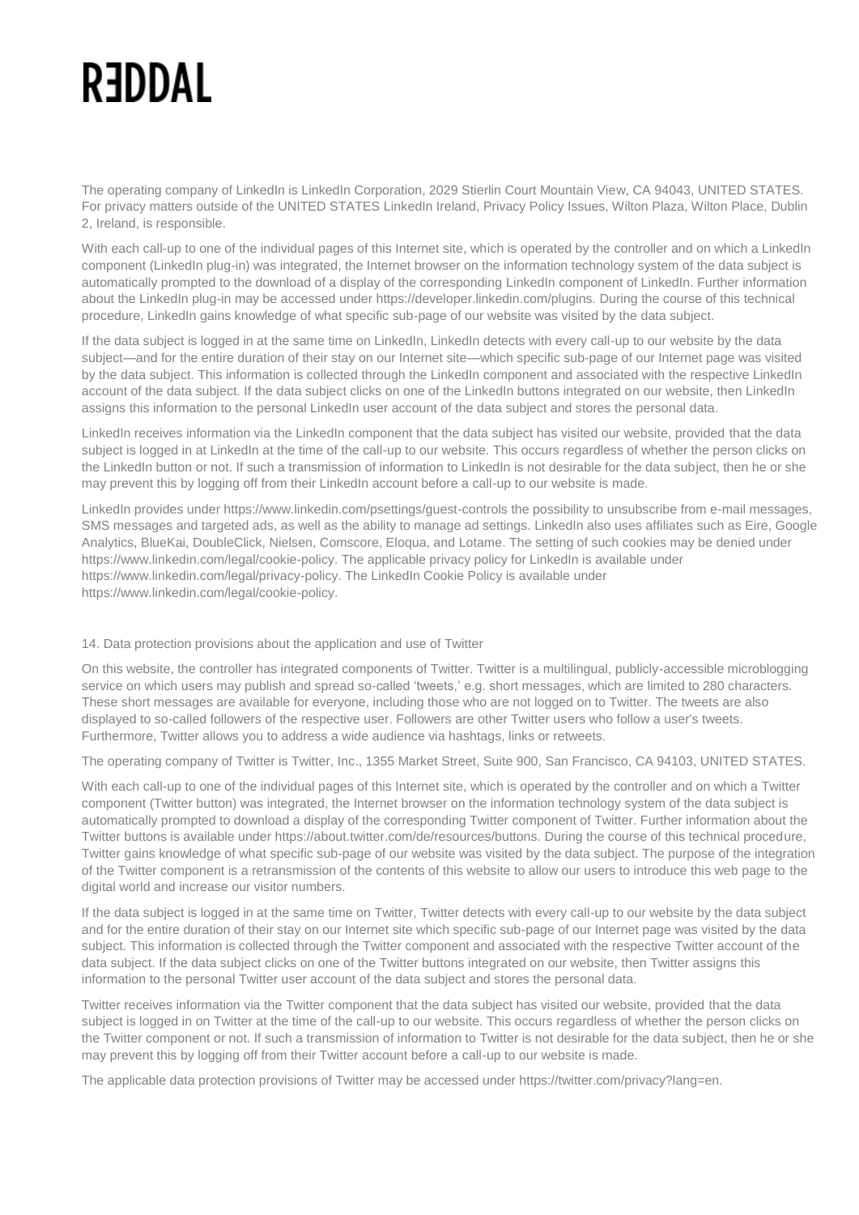The operating company of LinkedIn is LinkedIn Corporation, 2029 Stierlin Court Mountain View, CA 94043, UNITED STATES. For privacy matters outside of the UNITED STATES LinkedIn Ireland, Privacy Policy Issues, Wilton Plaza, Wilton Place, Dublin 2, Ireland, is responsible.

With each call-up to one of the individual pages of this Internet site, which is operated by the controller and on which a LinkedIn component (LinkedIn plug-in) was integrated, the Internet browser on the information technology system of the data subject is automatically prompted to the download of a display of the corresponding LinkedIn component of LinkedIn. Further information about the LinkedIn plug-in may be accessed under https://developer.linkedin.com/plugins. During the course of this technical procedure, LinkedIn gains knowledge of what specific sub-page of our website was visited by the data subject.

If the data subject is logged in at the same time on LinkedIn, LinkedIn detects with every call-up to our website by the data subject—and for the entire duration of their stay on our Internet site—which specific sub-page of our Internet page was visited by the data subject. This information is collected through the LinkedIn component and associated with the respective LinkedIn account of the data subject. If the data subject clicks on one of the LinkedIn buttons integrated on our website, then LinkedIn assigns this information to the personal LinkedIn user account of the data subject and stores the personal data.

LinkedIn receives information via the LinkedIn component that the data subject has visited our website, provided that the data subject is logged in at LinkedIn at the time of the call-up to our website. This occurs regardless of whether the person clicks on the LinkedIn button or not. If such a transmission of information to LinkedIn is not desirable for the data subject, then he or she may prevent this by logging off from their LinkedIn account before a call-up to our website is made.

LinkedIn provides under https://www.linkedin.com/psettings/guest-controls the possibility to unsubscribe from e-mail messages, SMS messages and targeted ads, as well as the ability to manage ad settings. LinkedIn also uses affiliates such as Eire, Google Analytics, BlueKai, DoubleClick, Nielsen, Comscore, Eloqua, and Lotame. The setting of such cookies may be denied under https://www.linkedin.com/legal/cookie-policy. The applicable privacy policy for LinkedIn is available under https://www.linkedin.com/legal/privacy-policy. The LinkedIn Cookie Policy is available under https://www.linkedin.com/legal/cookie-policy.

## 14. Data protection provisions about the application and use of Twitter

On this website, the controller has integrated components of Twitter. Twitter is a multilingual, publicly-accessible microblogging service on which users may publish and spread so-called 'tweets,' e.g. short messages, which are limited to 280 characters. These short messages are available for everyone, including those who are not logged on to Twitter. The tweets are also displayed to so-called followers of the respective user. Followers are other Twitter users who follow a user's tweets. Furthermore, Twitter allows you to address a wide audience via hashtags, links or retweets.

The operating company of Twitter is Twitter, Inc., 1355 Market Street, Suite 900, San Francisco, CA 94103, UNITED STATES.

With each call-up to one of the individual pages of this Internet site, which is operated by the controller and on which a Twitter component (Twitter button) was integrated, the Internet browser on the information technology system of the data subject is automatically prompted to download a display of the corresponding Twitter component of Twitter. Further information about the Twitter buttons is available under https://about.twitter.com/de/resources/buttons. During the course of this technical procedure, Twitter gains knowledge of what specific sub-page of our website was visited by the data subject. The purpose of the integration of the Twitter component is a retransmission of the contents of this website to allow our users to introduce this web page to the digital world and increase our visitor numbers.

If the data subject is logged in at the same time on Twitter, Twitter detects with every call-up to our website by the data subject and for the entire duration of their stay on our Internet site which specific sub-page of our Internet page was visited by the data subject. This information is collected through the Twitter component and associated with the respective Twitter account of the data subject. If the data subject clicks on one of the Twitter buttons integrated on our website, then Twitter assigns this information to the personal Twitter user account of the data subject and stores the personal data.

Twitter receives information via the Twitter component that the data subject has visited our website, provided that the data subject is logged in on Twitter at the time of the call-up to our website. This occurs regardless of whether the person clicks on the Twitter component or not. If such a transmission of information to Twitter is not desirable for the data subject, then he or she may prevent this by logging off from their Twitter account before a call-up to our website is made.

The applicable data protection provisions of Twitter may be accessed under https://twitter.com/privacy?lang=en.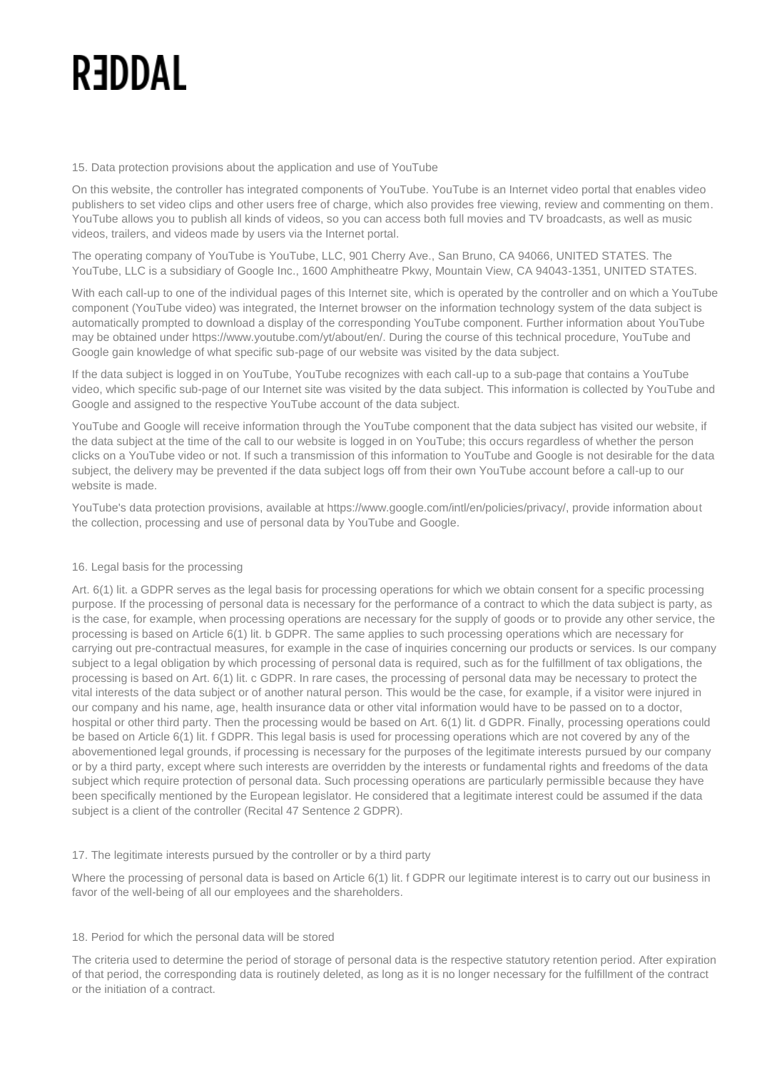## 15. Data protection provisions about the application and use of YouTube

On this website, the controller has integrated components of YouTube. YouTube is an Internet video portal that enables video publishers to set video clips and other users free of charge, which also provides free viewing, review and commenting on them. YouTube allows you to publish all kinds of videos, so you can access both full movies and TV broadcasts, as well as music videos, trailers, and videos made by users via the Internet portal.

The operating company of YouTube is YouTube, LLC, 901 Cherry Ave., San Bruno, CA 94066, UNITED STATES. The YouTube, LLC is a subsidiary of Google Inc., 1600 Amphitheatre Pkwy, Mountain View, CA 94043-1351, UNITED STATES.

With each call-up to one of the individual pages of this Internet site, which is operated by the controller and on which a YouTube component (YouTube video) was integrated, the Internet browser on the information technology system of the data subject is automatically prompted to download a display of the corresponding YouTube component. Further information about YouTube may be obtained under https://www.youtube.com/yt/about/en/. During the course of this technical procedure, YouTube and Google gain knowledge of what specific sub-page of our website was visited by the data subject.

If the data subject is logged in on YouTube, YouTube recognizes with each call-up to a sub-page that contains a YouTube video, which specific sub-page of our Internet site was visited by the data subject. This information is collected by YouTube and Google and assigned to the respective YouTube account of the data subject.

YouTube and Google will receive information through the YouTube component that the data subject has visited our website, if the data subject at the time of the call to our website is logged in on YouTube; this occurs regardless of whether the person clicks on a YouTube video or not. If such a transmission of this information to YouTube and Google is not desirable for the data subject, the delivery may be prevented if the data subject logs off from their own YouTube account before a call-up to our website is made.

YouTube's data protection provisions, available at https://www.google.com/intl/en/policies/privacy/, provide information about the collection, processing and use of personal data by YouTube and Google.

## 16. Legal basis for the processing

Art. 6(1) lit. a GDPR serves as the legal basis for processing operations for which we obtain consent for a specific processing purpose. If the processing of personal data is necessary for the performance of a contract to which the data subject is party, as is the case, for example, when processing operations are necessary for the supply of goods or to provide any other service, the processing is based on Article 6(1) lit. b GDPR. The same applies to such processing operations which are necessary for carrying out pre-contractual measures, for example in the case of inquiries concerning our products or services. Is our company subject to a legal obligation by which processing of personal data is required, such as for the fulfillment of tax obligations, the processing is based on Art. 6(1) lit. c GDPR. In rare cases, the processing of personal data may be necessary to protect the vital interests of the data subject or of another natural person. This would be the case, for example, if a visitor were injured in our company and his name, age, health insurance data or other vital information would have to be passed on to a doctor, hospital or other third party. Then the processing would be based on Art. 6(1) lit. d GDPR. Finally, processing operations could be based on Article 6(1) lit. f GDPR. This legal basis is used for processing operations which are not covered by any of the abovementioned legal grounds, if processing is necessary for the purposes of the legitimate interests pursued by our company or by a third party, except where such interests are overridden by the interests or fundamental rights and freedoms of the data subject which require protection of personal data. Such processing operations are particularly permissible because they have been specifically mentioned by the European legislator. He considered that a legitimate interest could be assumed if the data subject is a client of the controller (Recital 47 Sentence 2 GDPR).

## 17. The legitimate interests pursued by the controller or by a third party

Where the processing of personal data is based on Article 6(1) lit. f GDPR our legitimate interest is to carry out our business in favor of the well-being of all our employees and the shareholders.

## 18. Period for which the personal data will be stored

The criteria used to determine the period of storage of personal data is the respective statutory retention period. After expiration of that period, the corresponding data is routinely deleted, as long as it is no longer necessary for the fulfillment of the contract or the initiation of a contract.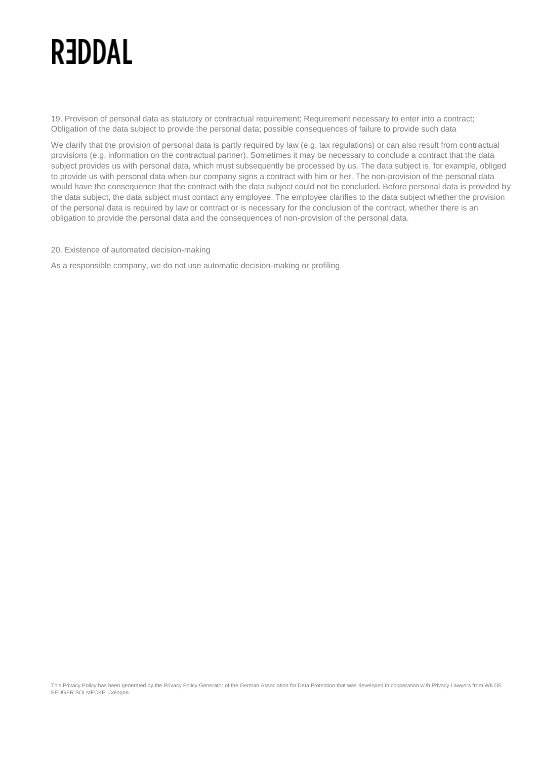19. Provision of personal data as statutory or contractual requirement; Requirement necessary to enter into a contract; Obligation of the data subject to provide the personal data; possible consequences of failure to provide such data

We clarify that the provision of personal data is partly required by law (e.g. tax regulations) or can also result from contractual provisions (e.g. information on the contractual partner). Sometimes it may be necessary to conclude a contract that the data subject provides us with personal data, which must subsequently be processed by us. The data subject is, for example, obliged to provide us with personal data when our company signs a contract with him or her. The non-provision of the personal data would have the consequence that the contract with the data subject could not be concluded. Before personal data is provided by the data subject, the data subject must contact any employee. The employee clarifies to the data subject whether the provision of the personal data is required by law or contract or is necessary for the conclusion of the contract, whether there is an obligation to provide the personal data and the consequences of non-provision of the personal data.

20. Existence of automated decision-making

As a responsible company, we do not use automatic decision-making or profiling.

This Privacy Policy has been generated by the Privacy Policy Generator of the German Association for Data Protection that was developed in cooperation with Privacy Lawyers from WILDE BEUGER SOLMECKE, Cologne.